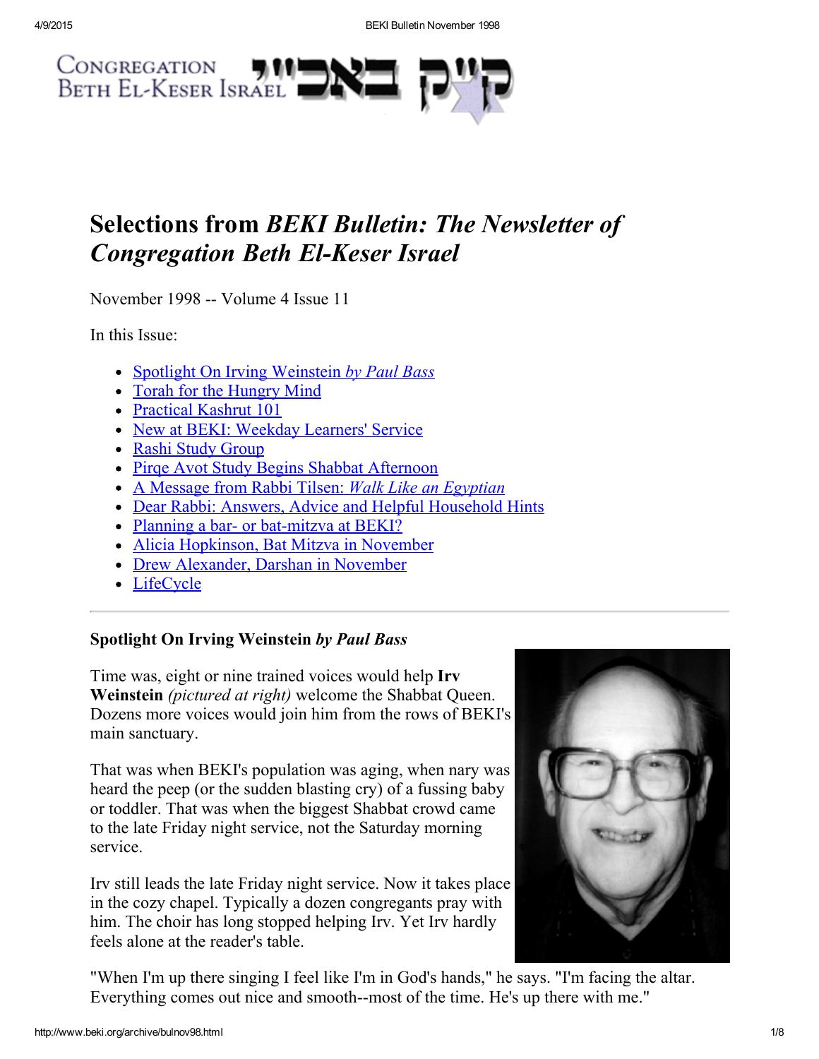Congregation Beth El-Keser Israel קי״ק באבי״ר

# Selections from *BEKI Bulletin: The Newsletter of Congregation Beth El-Keser Israel*

November 1998 -- Volume 4 Issue 11

In this Issue:

- Spotlight On Irving Weinstein *by Paul Bass*
- Torah for the Hungry Mind
- Practical Kashrut 101
- New at BEKI: Weekday Learners' Service
- Rashi Study Group
- Pirqe Avot Study Begins Shabbat Afternoon
- A Message from Rabbi Tilsen: *Walk Like an Egyptian*
- Dear Rabbi: Answers, Advice and Helpful Household Hints
- Planning a bar- or bat-mitzva at BEKI?
- Alicia Hopkinson, Bat Mitzva in November
- Drew Alexander, Darshan in November
- LifeCycle

---

### Spotlight On Irving Weinstein *by Paul Bass*

Time was, eight or nine trained voices would help **Irv Weinstein** *(pictured at right)* welcome the Shabbat Queen. Dozens more voices would join him from the rows of BEKI's main sanctuary.

That was when BEKI's population was aging, when nary was heard the peep (or the sudden blasting cry) of a fussing baby or toddler. That was when the biggest Shabbat crowd came to the late Friday night service, not the Saturday morning service.

Irv still leads the late Friday night service. Now it takes place in the cozy chapel. Typically a dozen congregants pray with him. The choir has long stopped helping Irv. Yet Irv hardly feels alone at the reader's table.

"When I'm up there singing I feel like I'm in God's hands," he says. "I'm facing the altar. Everything comes out nice and smooth--most of the time. He's up there with me."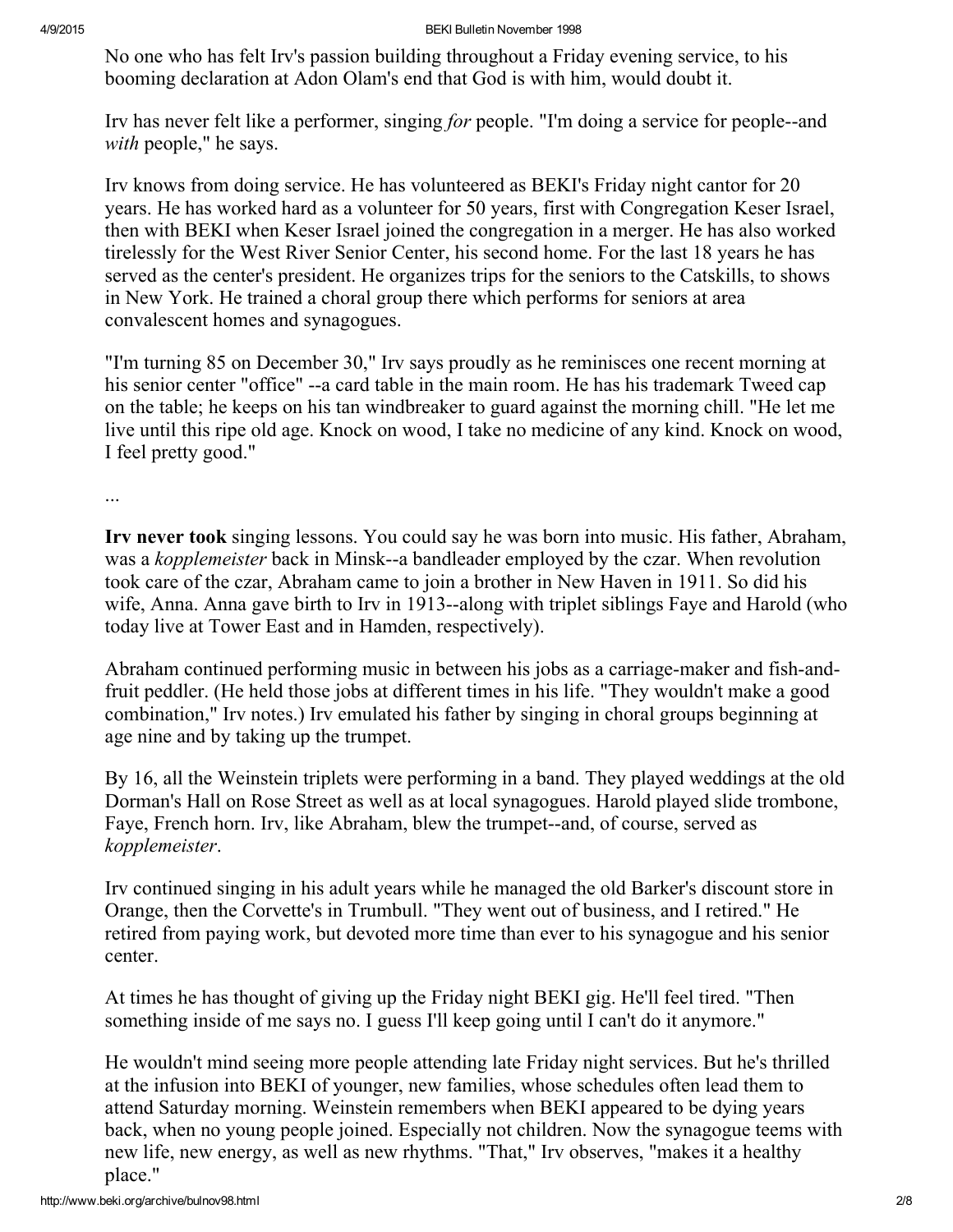No one who has felt Irv's passion building throughout a Friday evening service, to his booming declaration at Adon Olam's end that God is with him, would doubt it.

Irv has never felt like a performer, singing *for* people. "I'm doing a service for people--and *with* people," he says.

Irv knows from doing service. He has volunteered as BEKI's Friday night cantor for 20 years. He has worked hard as a volunteer for 50 years, first with Congregation Keser Israel, then with BEKI when Keser Israel joined the congregation in a merger. He has also worked tirelessly for the West River Senior Center, his second home. For the last 18 years he has served as the center's president. He organizes trips for the seniors to the Catskills, to shows in New York. He trained a choral group there which performs for seniors at area convalescent homes and synagogues.

"I'm turning 85 on December 30," Irv says proudly as he reminisces one recent morning at his senior center "office" --a card table in the main room. He has his trademark Tweed cap on the table; he keeps on his tan windbreaker to guard against the morning chill. "He let me live until this ripe old age. Knock on wood, I take no medicine of any kind. Knock on wood, I feel pretty good."

...

**Irv never took** singing lessons. You could say he was born into music. His father, Abraham, was a *kopplemeister* back in Minsk--a bandleader employed by the czar. When revolution took care of the czar, Abraham came to join a brother in New Haven in 1911. So did his wife, Anna. Anna gave birth to Irv in 1913--along with triplet siblings Faye and Harold (who today live at Tower East and in Hamden, respectively).

Abraham continued performing music in between his jobs as a carriage-maker and fish-and-fruit peddler. (He held those jobs at different times in his life. "They wouldn't make a good combination," Irv notes.) Irv emulated his father by singing in choral groups beginning at age nine and by taking up the trumpet.

By 16, all the Weinstein triplets were performing in a band. They played weddings at the old Dorman's Hall on Rose Street as well as at local synagogues. Harold played slide trombone, Faye, French horn. Irv, like Abraham, blew the trumpet--and, of course, served as *kopplemeister*.

Irv continued singing in his adult years while he managed the old Barker's discount store in Orange, then the Corvette's in Trumbull. "They went out of business, and I retired." He retired from paying work, but devoted more time than ever to his synagogue and his senior center.

At times he has thought of giving up the Friday night BEKI gig. He'll feel tired. "Then something inside of me says no. I guess I'll keep going until I can't do it anymore."

He wouldn't mind seeing more people attending late Friday night services. But he's thrilled at the infusion into BEKI of younger, new families, whose schedules often lead them to attend Saturday morning. Weinstein remembers when BEKI appeared to be dying years back, when no young people joined. Especially not children. Now the synagogue teems with new life, new energy, as well as new rhythms. "That," Irv observes, "makes it a healthy place."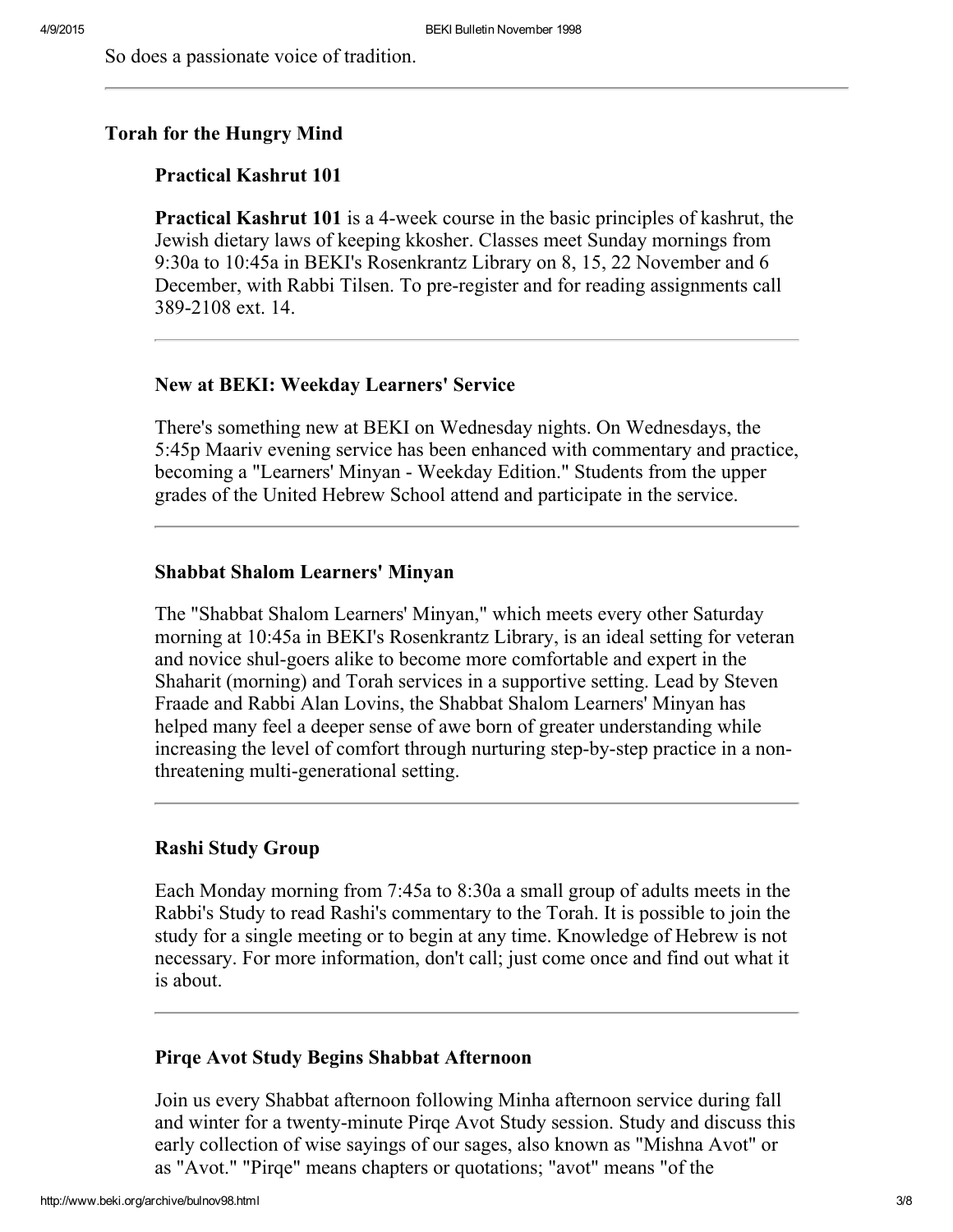So does a passionate voice of tradition.

---

## Torah for the Hungry Mind

### Practical Kashrut 101

**Practical Kashrut 101** is a 4-week course in the basic principles of kashrut, the Jewish dietary laws of keeping kkosher. Classes meet Sunday mornings from 9:30a to 10:45a in BEKI's Rosenkrantz Library on 8, 15, 22 November and 6 December, with Rabbi Tilsen. To pre-register and for reading assignments call 389-2108 ext. 14.

---

### New at BEKI: Weekday Learners' Service

There's something new at BEKI on Wednesday nights. On Wednesdays, the 5:45p Maariv evening service has been enhanced with commentary and practice, becoming a "Learners' Minyan - Weekday Edition." Students from the upper grades of the United Hebrew School attend and participate in the service.

---

### Shabbat Shalom Learners' Minyan

The "Shabbat Shalom Learners' Minyan," which meets every other Saturday morning at 10:45a in BEKI's Rosenkrantz Library, is an ideal setting for veteran and novice shul-goers alike to become more comfortable and expert in the Shaharit (morning) and Torah services in a supportive setting. Lead by Steven Fraade and Rabbi Alan Lovins, the Shabbat Shalom Learners' Minyan has helped many feel a deeper sense of awe born of greater understanding while increasing the level of comfort through nurturing step-by-step practice in a non-threatening multi-generational setting.

---

### Rashi Study Group

Each Monday morning from 7:45a to 8:30a a small group of adults meets in the Rabbi's Study to read Rashi's commentary to the Torah. It is possible to join the study for a single meeting or to begin at any time. Knowledge of Hebrew is not necessary. For more information, don't call; just come once and find out what it is about.

---

### Pirqe Avot Study Begins Shabbat Afternoon

Join us every Shabbat afternoon following Minha afternoon service during fall and winter for a twenty-minute Pirqe Avot Study session. Study and discuss this early collection of wise sayings of our sages, also known as "Mishna Avot" or as "Avot." "Pirqe" means chapters or quotations; "avot" means "of the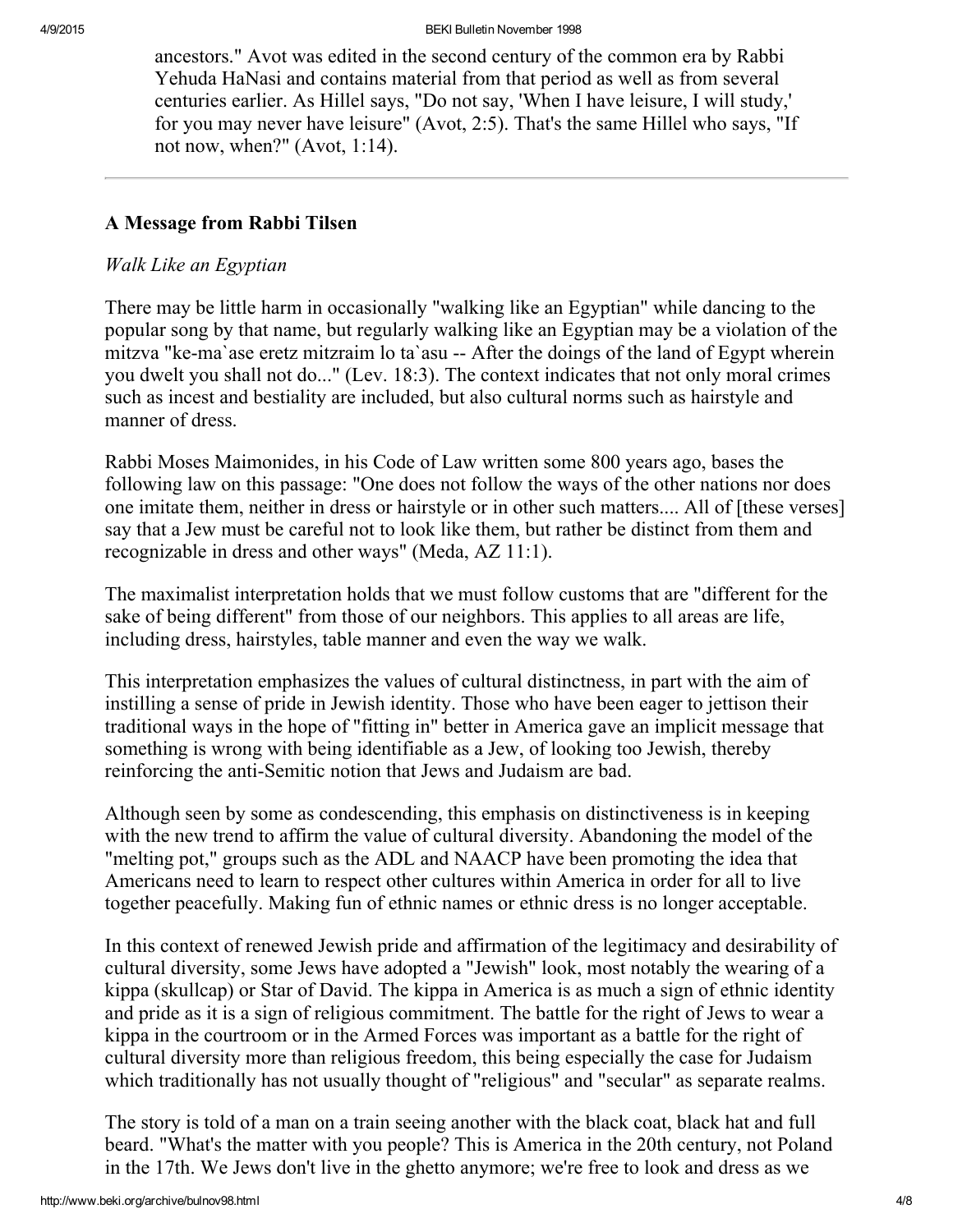ancestors." Avot was edited in the second century of the common era by Rabbi Yehuda HaNasi and contains material from that period as well as from several centuries earlier. As Hillel says, "Do not say, 'When I have leisure, I will study,' for you may never have leisure" (Avot, 2:5). That's the same Hillel who says, "If not now, when?" (Avot, 1:14).

---

### A Message from Rabbi Tilsen

*Walk Like an Egyptian*

There may be little harm in occasionally "walking like an Egyptian" while dancing to the popular song by that name, but regularly walking like an Egyptian may be a violation of the mitzva "ke-ma`ase eretz mitzraim lo ta`asu -- After the doings of the land of Egypt wherein you dwelt you shall not do..." (Lev. 18:3). The context indicates that not only moral crimes such as incest and bestiality are included, but also cultural norms such as hairstyle and manner of dress.

Rabbi Moses Maimonides, in his Code of Law written some 800 years ago, bases the following law on this passage: "One does not follow the ways of the other nations nor does one imitate them, neither in dress or hairstyle or in other such matters.... All of [these verses] say that a Jew must be careful not to look like them, but rather be distinct from them and recognizable in dress and other ways" (Meda, AZ 11:1).

The maximalist interpretation holds that we must follow customs that are "different for the sake of being different" from those of our neighbors. This applies to all areas are life, including dress, hairstyles, table manner and even the way we walk.

This interpretation emphasizes the values of cultural distinctness, in part with the aim of instilling a sense of pride in Jewish identity. Those who have been eager to jettison their traditional ways in the hope of "fitting in" better in America gave an implicit message that something is wrong with being identifiable as a Jew, of looking too Jewish, thereby reinforcing the anti-Semitic notion that Jews and Judaism are bad.

Although seen by some as condescending, this emphasis on distinctiveness is in keeping with the new trend to affirm the value of cultural diversity. Abandoning the model of the "melting pot," groups such as the ADL and NAACP have been promoting the idea that Americans need to learn to respect other cultures within America in order for all to live together peacefully. Making fun of ethnic names or ethnic dress is no longer acceptable.

In this context of renewed Jewish pride and affirmation of the legitimacy and desirability of cultural diversity, some Jews have adopted a "Jewish" look, most notably the wearing of a kippa (skullcap) or Star of David. The kippa in America is as much a sign of ethnic identity and pride as it is a sign of religious commitment. The battle for the right of Jews to wear a kippa in the courtroom or in the Armed Forces was important as a battle for the right of cultural diversity more than religious freedom, this being especially the case for Judaism which traditionally has not usually thought of "religious" and "secular" as separate realms.

The story is told of a man on a train seeing another with the black coat, black hat and full beard. "What's the matter with you people? This is America in the 20th century, not Poland in the 17th. We Jews don't live in the ghetto anymore; we're free to look and dress as we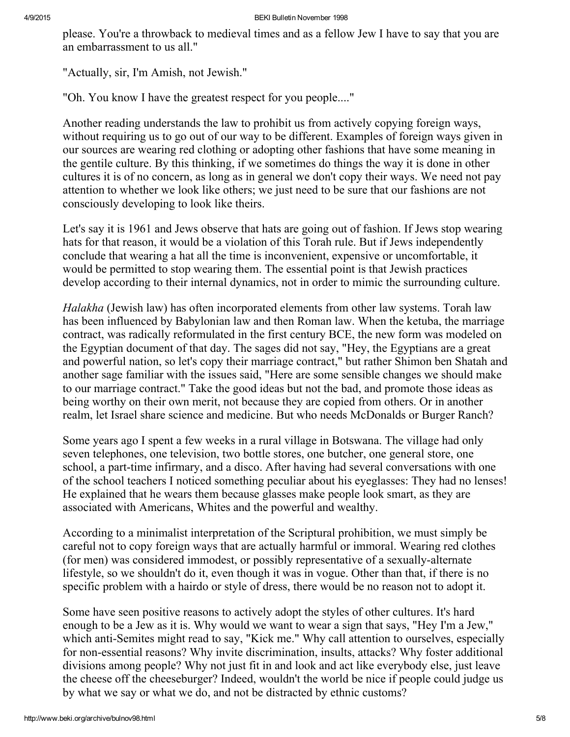please. You're a throwback to medieval times and as a fellow Jew I have to say that you are an embarrassment to us all."

"Actually, sir, I'm Amish, not Jewish."

"Oh. You know I have the greatest respect for you people...."

Another reading understands the law to prohibit us from actively copying foreign ways, without requiring us to go out of our way to be different. Examples of foreign ways given in our sources are wearing red clothing or adopting other fashions that have some meaning in the gentile culture. By this thinking, if we sometimes do things the way it is done in other cultures it is of no concern, as long as in general we don't copy their ways. We need not pay attention to whether we look like others; we just need to be sure that our fashions are not consciously developing to look like theirs.

Let's say it is 1961 and Jews observe that hats are going out of fashion. If Jews stop wearing hats for that reason, it would be a violation of this Torah rule. But if Jews independently conclude that wearing a hat all the time is inconvenient, expensive or uncomfortable, it would be permitted to stop wearing them. The essential point is that Jewish practices develop according to their internal dynamics, not in order to mimic the surrounding culture.

*Halakha* (Jewish law) has often incorporated elements from other law systems. Torah law has been influenced by Babylonian law and then Roman law. When the ketuba, the marriage contract, was radically reformulated in the first century BCE, the new form was modeled on the Egyptian document of that day. The sages did not say, "Hey, the Egyptians are a great and powerful nation, so let's copy their marriage contract," but rather Shimon ben Shatah and another sage familiar with the issues said, "Here are some sensible changes we should make to our marriage contract." Take the good ideas but not the bad, and promote those ideas as being worthy on their own merit, not because they are copied from others. Or in another realm, let Israel share science and medicine. But who needs McDonalds or Burger Ranch?

Some years ago I spent a few weeks in a rural village in Botswana. The village had only seven telephones, one television, two bottle stores, one butcher, one general store, one school, a part-time infirmary, and a disco. After having had several conversations with one of the school teachers I noticed something peculiar about his eyeglasses: They had no lenses! He explained that he wears them because glasses make people look smart, as they are associated with Americans, Whites and the powerful and wealthy.

According to a minimalist interpretation of the Scriptural prohibition, we must simply be careful not to copy foreign ways that are actually harmful or immoral. Wearing red clothes (for men) was considered immodest, or possibly representative of a sexually-alternate lifestyle, so we shouldn't do it, even though it was in vogue. Other than that, if there is no specific problem with a hairdo or style of dress, there would be no reason not to adopt it.

Some have seen positive reasons to actively adopt the styles of other cultures. It's hard enough to be a Jew as it is. Why would we want to wear a sign that says, "Hey I'm a Jew," which anti-Semites might read to say, "Kick me." Why call attention to ourselves, especially for non-essential reasons? Why invite discrimination, insults, attacks? Why foster additional divisions among people? Why not just fit in and look and act like everybody else, just leave the cheese off the cheeseburger? Indeed, wouldn't the world be nice if people could judge us by what we say or what we do, and not be distracted by ethnic customs?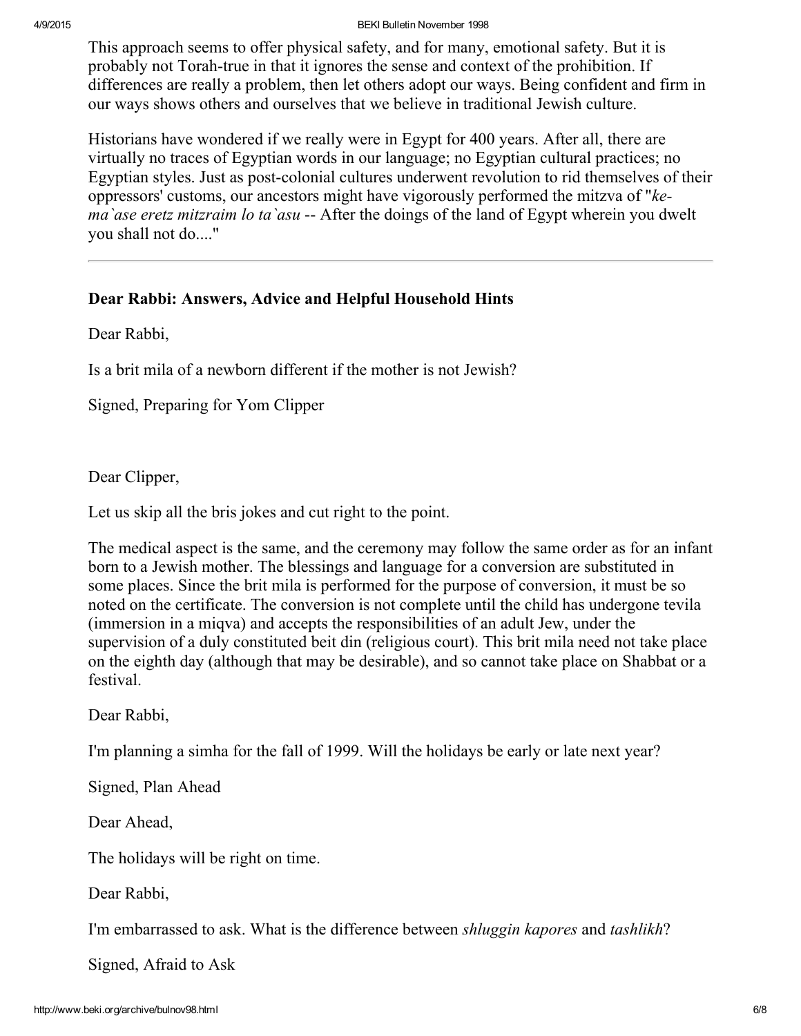This approach seems to offer physical safety, and for many, emotional safety. But it is probably not Torah-true in that it ignores the sense and context of the prohibition. If differences are really a problem, then let others adopt our ways. Being confident and firm in our ways shows others and ourselves that we believe in traditional Jewish culture.

Historians have wondered if we really were in Egypt for 400 years. After all, there are virtually no traces of Egyptian words in our language; no Egyptian cultural practices; no Egyptian styles. Just as post-colonial cultures underwent revolution to rid themselves of their oppressors' customs, our ancestors might have vigorously performed the mitzva of "*ke-ma`ase eretz mitzraim lo ta`asu* -- After the doings of the land of Egypt wherein you dwelt you shall not do...."

---

### Dear Rabbi: Answers, Advice and Helpful Household Hints

Dear Rabbi,

Is a brit mila of a newborn different if the mother is not Jewish?

Signed, Preparing for Yom Clipper

Dear Clipper,

Let us skip all the bris jokes and cut right to the point.

The medical aspect is the same, and the ceremony may follow the same order as for an infant born to a Jewish mother. The blessings and language for a conversion are substituted in some places. Since the brit mila is performed for the purpose of conversion, it must be so noted on the certificate. The conversion is not complete until the child has undergone tevila (immersion in a miqva) and accepts the responsibilities of an adult Jew, under the supervision of a duly constituted beit din (religious court). This brit mila need not take place on the eighth day (although that may be desirable), and so cannot take place on Shabbat or a festival.

Dear Rabbi,

I'm planning a simha for the fall of 1999. Will the holidays be early or late next year?

Signed, Plan Ahead

Dear Ahead,

The holidays will be right on time.

Dear Rabbi,

I'm embarrassed to ask. What is the difference between *shluggin kapores* and *tashlikh*?

Signed, Afraid to Ask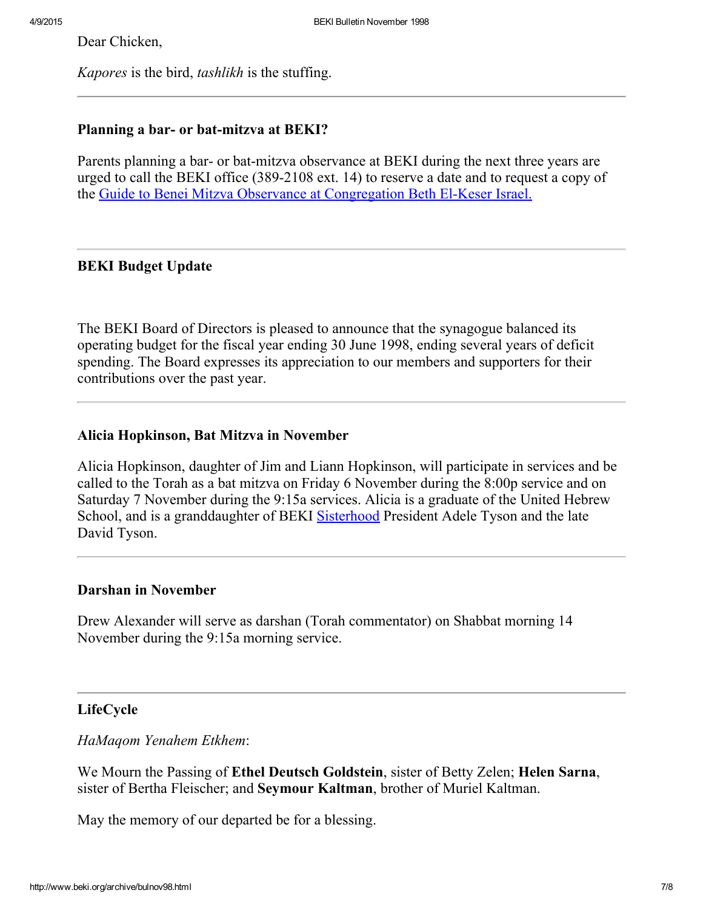Dear Chicken,

*Kapores* is the bird, *tashlikh* is the stuffing.

---

### Planning a bar- or bat-mitzva at BEKI?

Parents planning a bar- or bat-mitzva observance at BEKI during the next three years are urged to call the BEKI office (389-2108 ext. 14) to reserve a date and to request a copy of the Guide to Benei Mitzva Observance at Congregation Beth El-Keser Israel.

---

### BEKI Budget Update

The BEKI Board of Directors is pleased to announce that the synagogue balanced its operating budget for the fiscal year ending 30 June 1998, ending several years of deficit spending. The Board expresses its appreciation to our members and supporters for their contributions over the past year.

---

### Alicia Hopkinson, Bat Mitzva in November

Alicia Hopkinson, daughter of Jim and Liann Hopkinson, will participate in services and be called to the Torah as a bat mitzva on Friday 6 November during the 8:00p service and on Saturday 7 November during the 9:15a services. Alicia is a graduate of the United Hebrew School, and is a granddaughter of BEKI Sisterhood President Adele Tyson and the late David Tyson.

---

### Darshan in November

Drew Alexander will serve as darshan (Torah commentator) on Shabbat morning 14 November during the 9:15a morning service.

---

### LifeCycle

*HaMaqom Yenahem Etkhem*:

We Mourn the Passing of **Ethel Deutsch Goldstein**, sister of Betty Zelen; **Helen Sarna**, sister of Bertha Fleischer; and **Seymour Kaltman**, brother of Muriel Kaltman.

May the memory of our departed be for a blessing.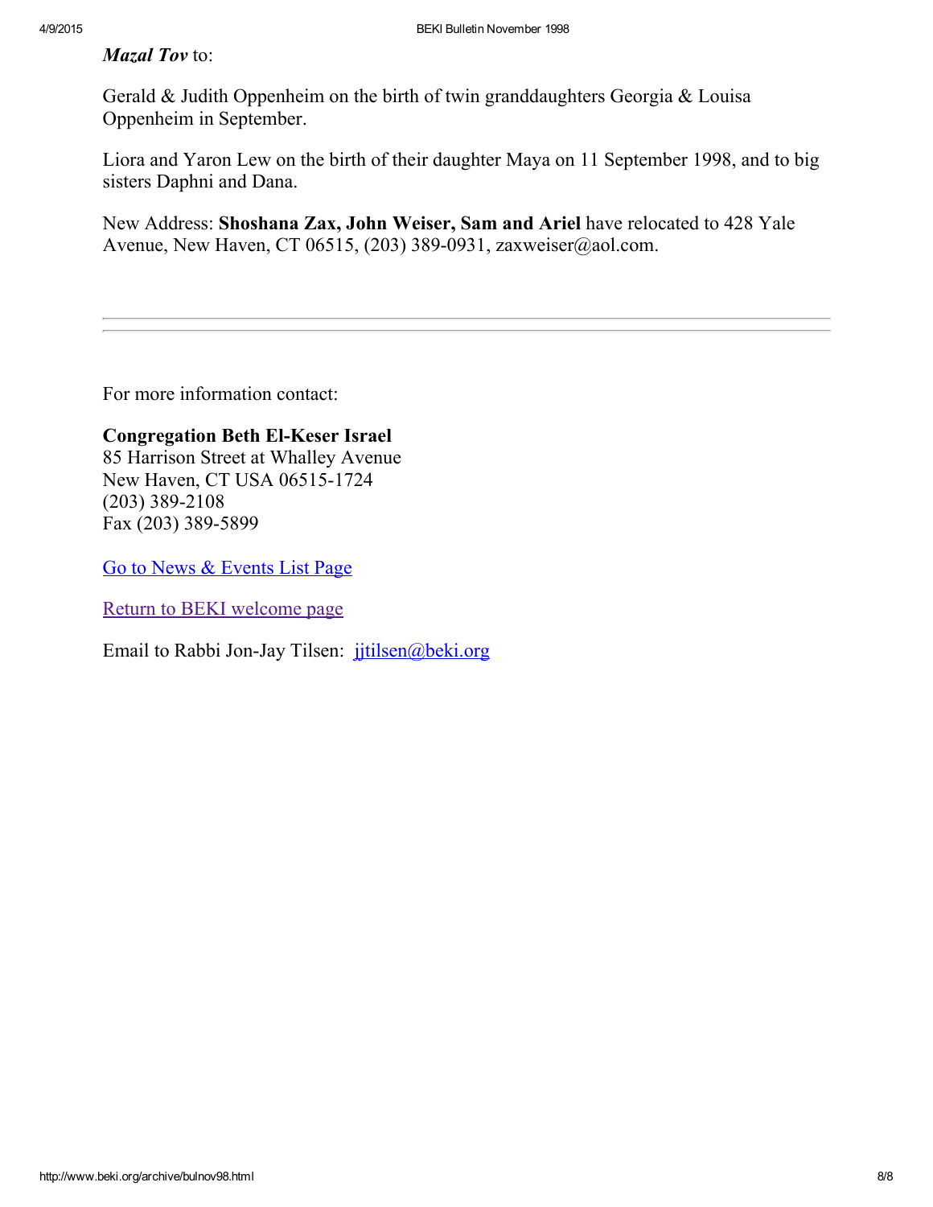***Mazal Tov*** to:

Gerald & Judith Oppenheim on the birth of twin granddaughters Georgia & Louisa Oppenheim in September.

Liora and Yaron Lew on the birth of their daughter Maya on 11 September 1998, and to big sisters Daphni and Dana.

New Address: **Shoshana Zax, John Weiser, Sam and Ariel** have relocated to 428 Yale Avenue, New Haven, CT 06515, (203) 389-0931, zaxweiser@aol.com.

---

---

For more information contact:

**Congregation Beth El-Keser Israel**
85 Harrison Street at Whalley Avenue
New Haven, CT USA 06515-1724
(203) 389-2108
Fax (203) 389-5899

Go to News & Events List Page

Return to BEKI welcome page

Email to Rabbi Jon-Jay Tilsen: jjtilsen@beki.org